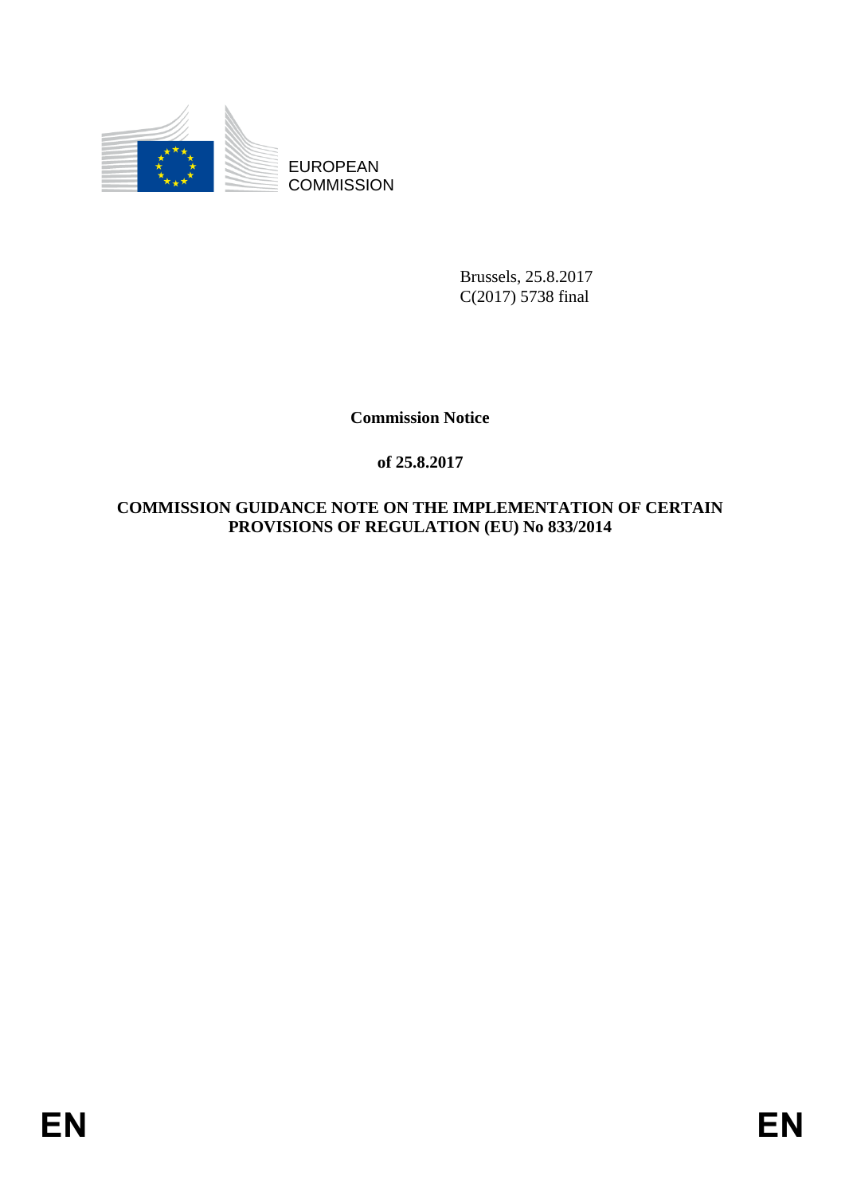EUROPEAN
COMMISSION

Brussels, 25.8.2017
C(2017) 5738 final

**Commission Notice**

**of 25.8.2017**

**COMMISSION GUIDANCE NOTE ON THE IMPLEMENTATION OF CERTAIN PROVISIONS OF REGULATION (EU) No 833/2014**

EN EN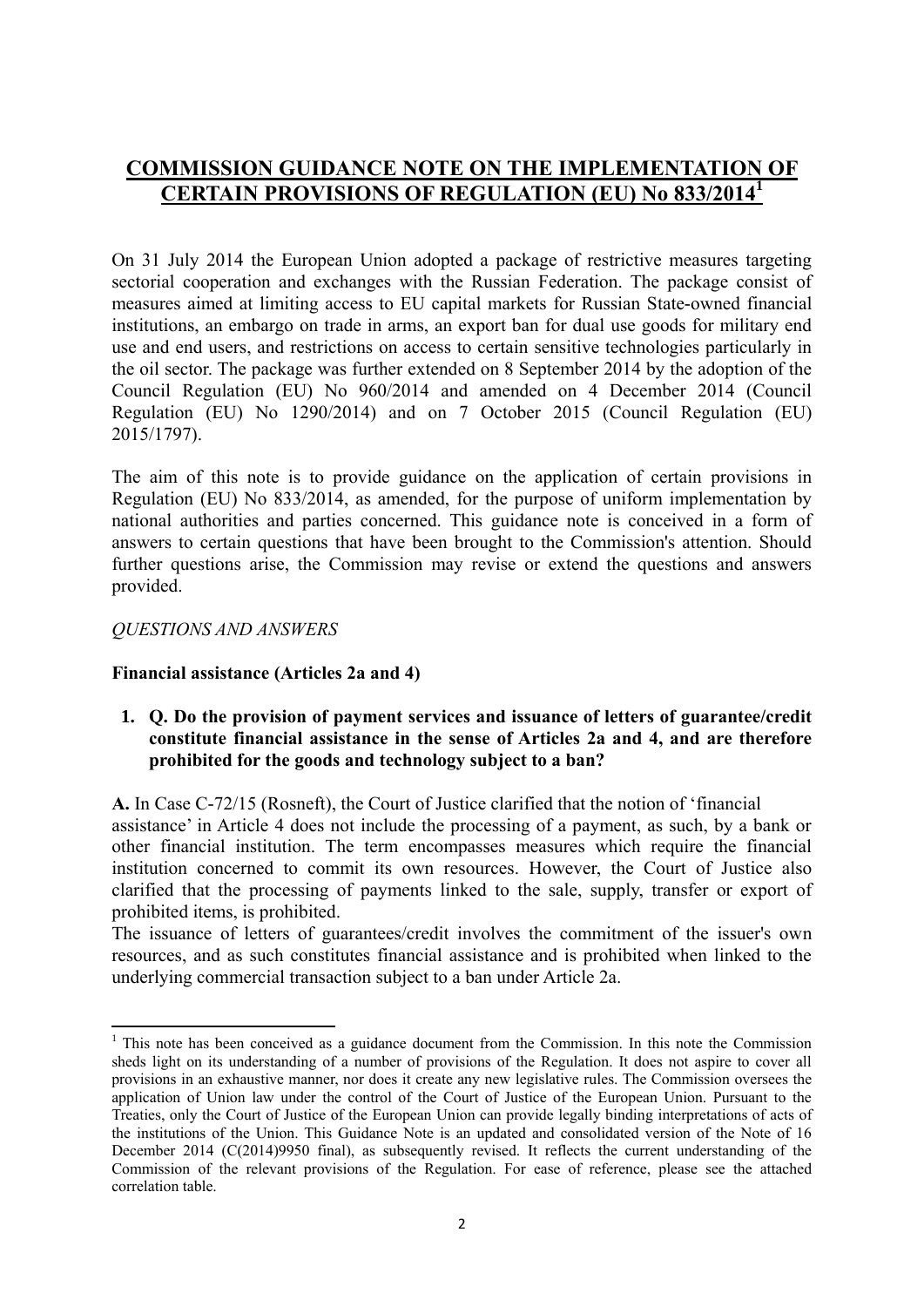# COMMISSION GUIDANCE NOTE ON THE IMPLEMENTATION OF CERTAIN PROVISIONS OF REGULATION (EU) No 833/2014[1]

On 31 July 2014 the European Union adopted a package of restrictive measures targeting sectorial cooperation and exchanges with the Russian Federation. The package consist of measures aimed at limiting access to EU capital markets for Russian State-owned financial institutions, an embargo on trade in arms, an export ban for dual use goods for military end use and end users, and restrictions on access to certain sensitive technologies particularly in the oil sector. The package was further extended on 8 September 2014 by the adoption of the Council Regulation (EU) No 960/2014 and amended on 4 December 2014 (Council Regulation (EU) No 1290/2014) and on 7 October 2015 (Council Regulation (EU) 2015/1797).

The aim of this note is to provide guidance on the application of certain provisions in Regulation (EU) No 833/2014, as amended, for the purpose of uniform implementation by national authorities and parties concerned. This guidance note is conceived in a form of answers to certain questions that have been brought to the Commission's attention. Should further questions arise, the Commission may revise or extend the questions and answers provided.

*QUESTIONS AND ANSWERS*

**Financial assistance (Articles 2a and 4)**

1. **Q. Do the provision of payment services and issuance of letters of guarantee/credit constitute financial assistance in the sense of Articles 2a and 4, and are therefore prohibited for the goods and technology subject to a ban?**

**A.** In Case C-72/15 (Rosneft), the Court of Justice clarified that the notion of 'financial assistance' in Article 4 does not include the processing of a payment, as such, by a bank or other financial institution. The term encompasses measures which require the financial institution concerned to commit its own resources. However, the Court of Justice also clarified that the processing of payments linked to the sale, supply, transfer or export of prohibited items, is prohibited.

The issuance of letters of guarantees/credit involves the commitment of the issuer's own resources, and as such constitutes financial assistance and is prohibited when linked to the underlying commercial transaction subject to a ban under Article 2a.

---

[1] This note has been conceived as a guidance document from the Commission. In this note the Commission sheds light on its understanding of a number of provisions of the Regulation. It does not aspire to cover all provisions in an exhaustive manner, nor does it create any new legislative rules. The Commission oversees the application of Union law under the control of the Court of Justice of the European Union. Pursuant to the Treaties, only the Court of Justice of the European Union can provide legally binding interpretations of acts of the institutions of the Union. This Guidance Note is an updated and consolidated version of the Note of 16 December 2014 (C(2014)9950 final), as subsequently revised. It reflects the current understanding of the Commission of the relevant provisions of the Regulation. For ease of reference, please see the attached correlation table.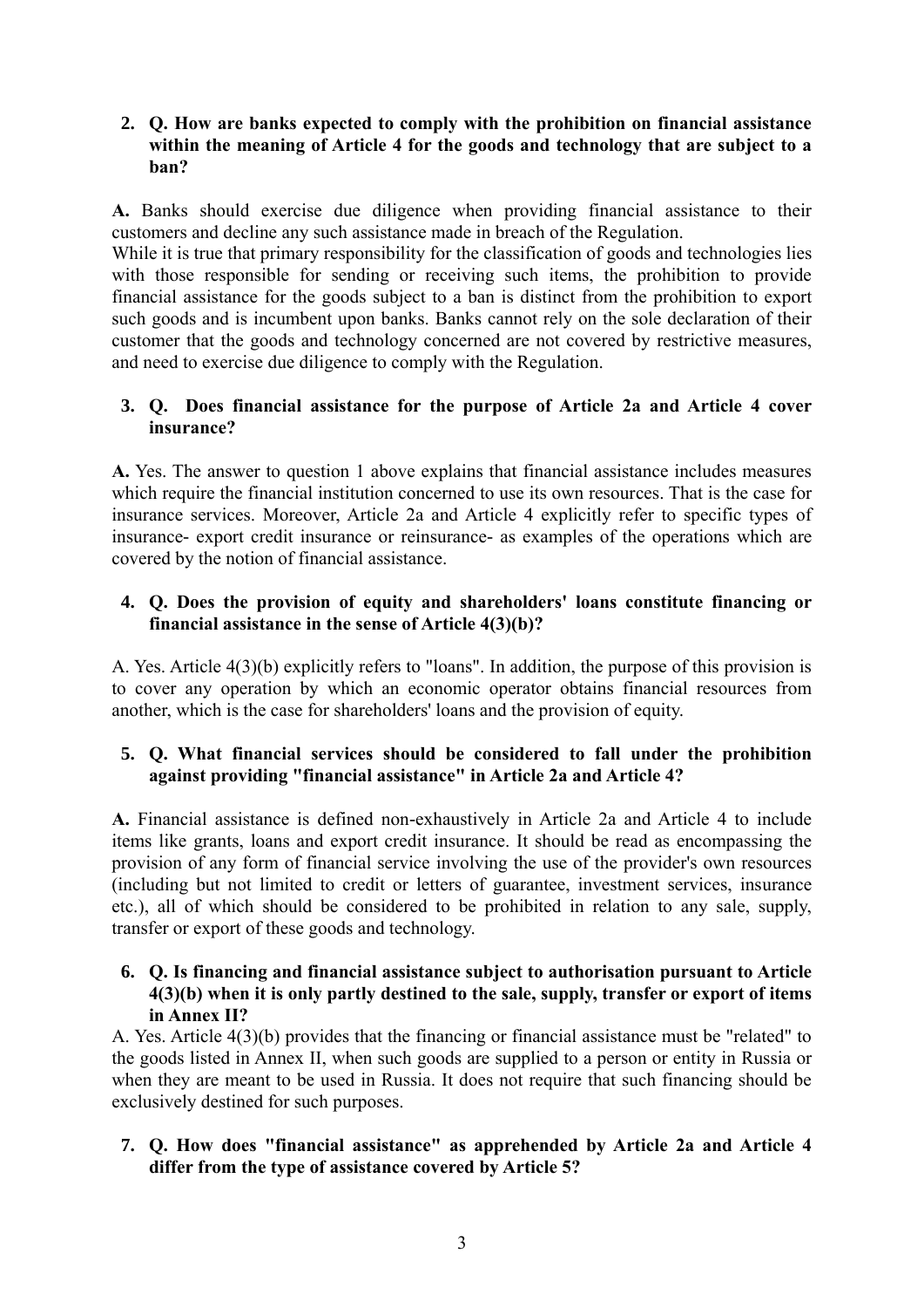**2. Q. How are banks expected to comply with the prohibition on financial assistance within the meaning of Article 4 for the goods and technology that are subject to a ban?**

**A.** Banks should exercise due diligence when providing financial assistance to their customers and decline any such assistance made in breach of the Regulation.
While it is true that primary responsibility for the classification of goods and technologies lies with those responsible for sending or receiving such items, the prohibition to provide financial assistance for the goods subject to a ban is distinct from the prohibition to export such goods and is incumbent upon banks. Banks cannot rely on the sole declaration of their customer that the goods and technology concerned are not covered by restrictive measures, and need to exercise due diligence to comply with the Regulation.

**3. Q. Does financial assistance for the purpose of Article 2a and Article 4 cover insurance?**

**A.** Yes. The answer to question 1 above explains that financial assistance includes measures which require the financial institution concerned to use its own resources. That is the case for insurance services. Moreover, Article 2a and Article 4 explicitly refer to specific types of insurance- export credit insurance or reinsurance- as examples of the operations which are covered by the notion of financial assistance.

**4. Q. Does the provision of equity and shareholders' loans constitute financing or financial assistance in the sense of Article 4(3)(b)?**

A. Yes. Article 4(3)(b) explicitly refers to "loans". In addition, the purpose of this provision is to cover any operation by which an economic operator obtains financial resources from another, which is the case for shareholders' loans and the provision of equity.

**5. Q. What financial services should be considered to fall under the prohibition against providing "financial assistance" in Article 2a and Article 4?**

**A.** Financial assistance is defined non-exhaustively in Article 2a and Article 4 to include items like grants, loans and export credit insurance. It should be read as encompassing the provision of any form of financial service involving the use of the provider's own resources (including but not limited to credit or letters of guarantee, investment services, insurance etc.), all of which should be considered to be prohibited in relation to any sale, supply, transfer or export of these goods and technology.

**6. Q. Is financing and financial assistance subject to authorisation pursuant to Article 4(3)(b) when it is only partly destined to the sale, supply, transfer or export of items in Annex II?**

A. Yes. Article 4(3)(b) provides that the financing or financial assistance must be "related" to the goods listed in Annex II, when such goods are supplied to a person or entity in Russia or when they are meant to be used in Russia. It does not require that such financing should be exclusively destined for such purposes.

**7. Q. How does "financial assistance" as apprehended by Article 2a and Article 4 differ from the type of assistance covered by Article 5?**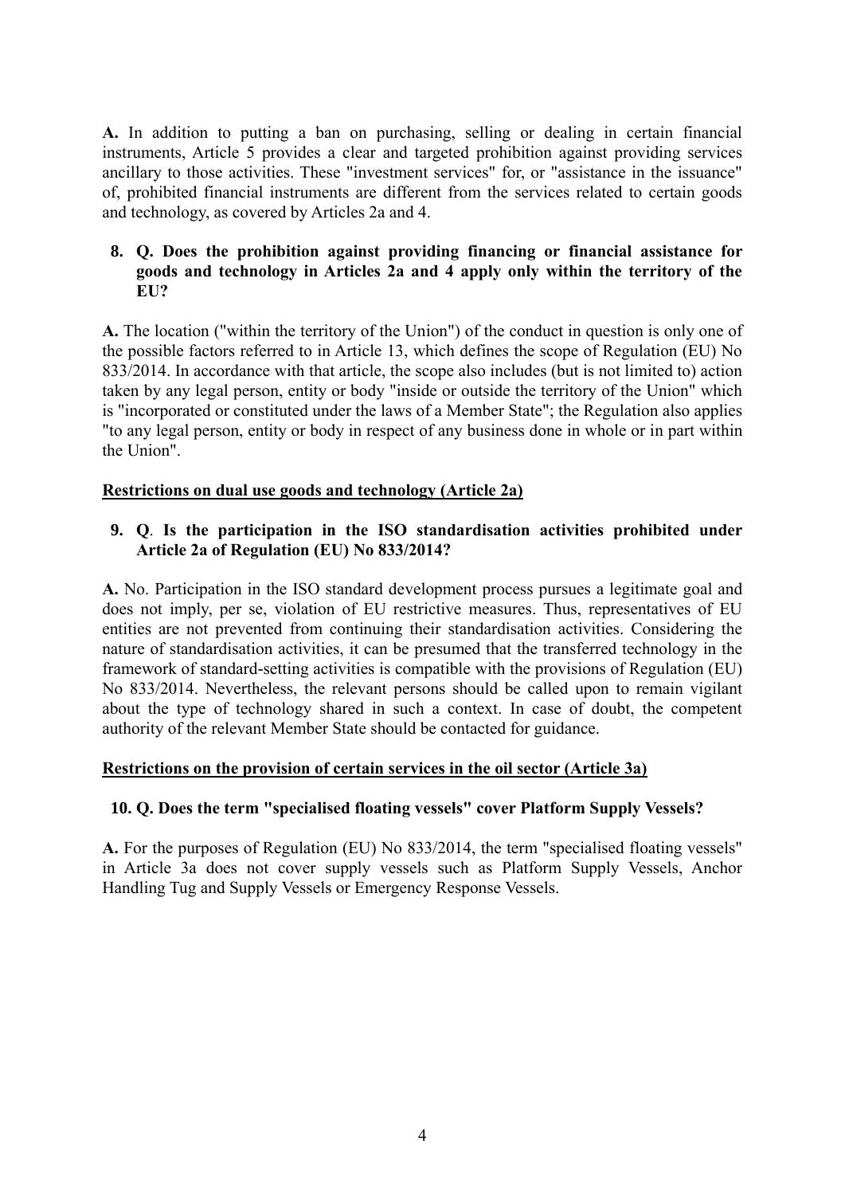**A.** In addition to putting a ban on purchasing, selling or dealing in certain financial instruments, Article 5 provides a clear and targeted prohibition against providing services ancillary to those activities. These "investment services" for, or "assistance in the issuance" of, prohibited financial instruments are different from the services related to certain goods and technology, as covered by Articles 2a and 4.

8. **Q. Does the prohibition against providing financing or financial assistance for goods and technology in Articles 2a and 4 apply only within the territory of the EU?**

**A.** The location ("within the territory of the Union") of the conduct in question is only one of the possible factors referred to in Article 13, which defines the scope of Regulation (EU) No 833/2014. In accordance with that article, the scope also includes (but is not limited to) action taken by any legal person, entity or body "inside or outside the territory of the Union" which is "incorporated or constituted under the laws of a Member State"; the Regulation also applies "to any legal person, entity or body in respect of any business done in whole or in part within the Union".

**<u>Restrictions on dual use goods and technology (Article 2a)</u>**

9. **Q**. **Is the participation in the ISO standardisation activities prohibited under Article 2a of Regulation (EU) No 833/2014?**

**A.** No. Participation in the ISO standard development process pursues a legitimate goal and does not imply, per se, violation of EU restrictive measures. Thus, representatives of EU entities are not prevented from continuing their standardisation activities. Considering the nature of standardisation activities, it can be presumed that the transferred technology in the framework of standard-setting activities is compatible with the provisions of Regulation (EU) No 833/2014. Nevertheless, the relevant persons should be called upon to remain vigilant about the type of technology shared in such a context. In case of doubt, the competent authority of the relevant Member State should be contacted for guidance.

**<u>Restrictions on the provision of certain services in the oil sector (Article 3a)</u>**

10. **Q. Does the term "specialised floating vessels" cover Platform Supply Vessels?**

**A.** For the purposes of Regulation (EU) No 833/2014, the term "specialised floating vessels" in Article 3a does not cover supply vessels such as Platform Supply Vessels, Anchor Handling Tug and Supply Vessels or Emergency Response Vessels.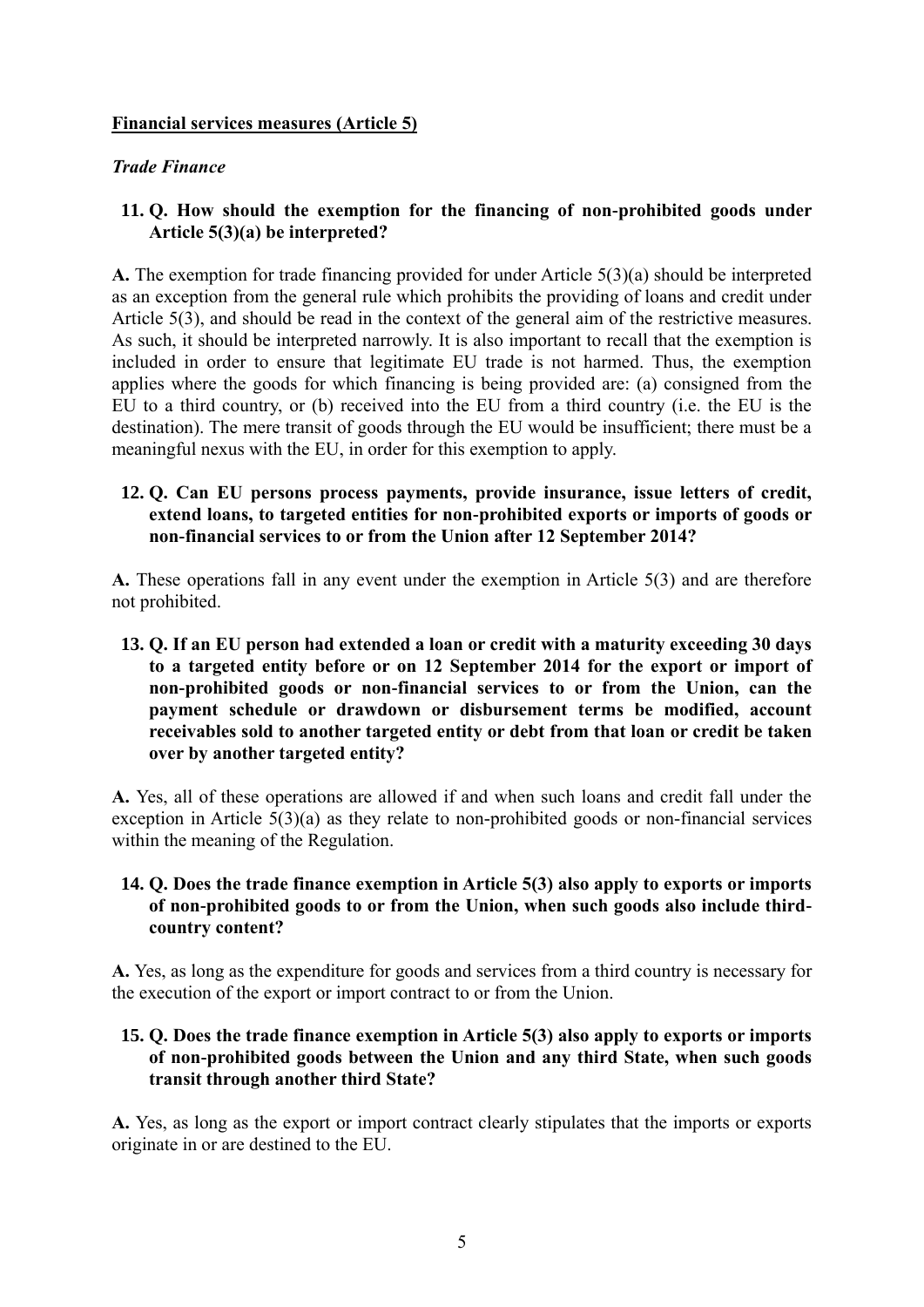**<u>Financial services measures (Article 5)</u>**

***Trade Finance***

**11. Q. How should the exemption for the financing of non-prohibited goods under Article 5(3)(a) be interpreted?**

**A.** The exemption for trade financing provided for under Article 5(3)(a) should be interpreted as an exception from the general rule which prohibits the providing of loans and credit under Article 5(3), and should be read in the context of the general aim of the restrictive measures. As such, it should be interpreted narrowly. It is also important to recall that the exemption is included in order to ensure that legitimate EU trade is not harmed. Thus, the exemption applies where the goods for which financing is being provided are: (a) consigned from the EU to a third country, or (b) received into the EU from a third country (i.e. the EU is the destination). The mere transit of goods through the EU would be insufficient; there must be a meaningful nexus with the EU, in order for this exemption to apply.

**12. Q. Can EU persons process payments, provide insurance, issue letters of credit, extend loans, to targeted entities for non-prohibited exports or imports of goods or non-financial services to or from the Union after 12 September 2014?**

**A.** These operations fall in any event under the exemption in Article 5(3) and are therefore not prohibited.

**13. Q. If an EU person had extended a loan or credit with a maturity exceeding 30 days to a targeted entity before or on 12 September 2014 for the export or import of non-prohibited goods or non-financial services to or from the Union, can the payment schedule or drawdown or disbursement terms be modified, account receivables sold to another targeted entity or debt from that loan or credit be taken over by another targeted entity?**

**A.** Yes, all of these operations are allowed if and when such loans and credit fall under the exception in Article 5(3)(a) as they relate to non-prohibited goods or non-financial services within the meaning of the Regulation.

**14. Q. Does the trade finance exemption in Article 5(3) also apply to exports or imports of non-prohibited goods to or from the Union, when such goods also include third-country content?**

**A.** Yes, as long as the expenditure for goods and services from a third country is necessary for the execution of the export or import contract to or from the Union.

**15. Q. Does the trade finance exemption in Article 5(3) also apply to exports or imports of non-prohibited goods between the Union and any third State, when such goods transit through another third State?**

**A.** Yes, as long as the export or import contract clearly stipulates that the imports or exports originate in or are destined to the EU.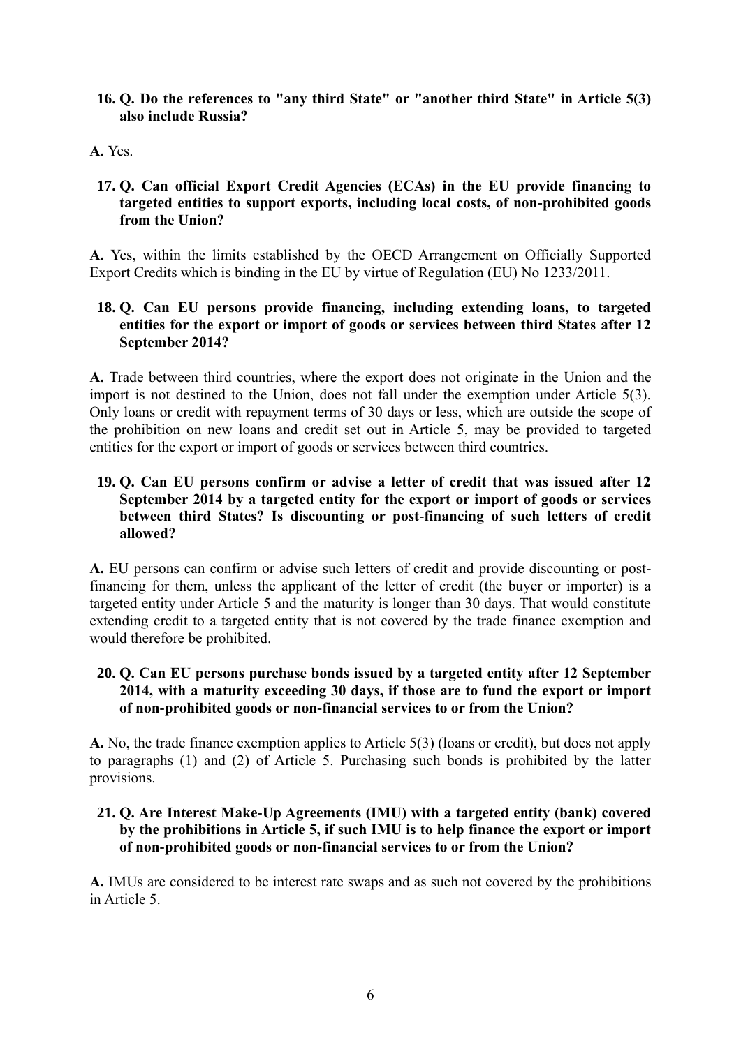**16. Q. Do the references to "any third State" or "another third State" in Article 5(3) also include Russia?**

**A.** Yes.

**17. Q. Can official Export Credit Agencies (ECAs) in the EU provide financing to targeted entities to support exports, including local costs, of non-prohibited goods from the Union?**

**A.** Yes, within the limits established by the OECD Arrangement on Officially Supported Export Credits which is binding in the EU by virtue of Regulation (EU) No 1233/2011.

**18. Q. Can EU persons provide financing, including extending loans, to targeted entities for the export or import of goods or services between third States after 12 September 2014?**

**A.** Trade between third countries, where the export does not originate in the Union and the import is not destined to the Union, does not fall under the exemption under Article 5(3). Only loans or credit with repayment terms of 30 days or less, which are outside the scope of the prohibition on new loans and credit set out in Article 5, may be provided to targeted entities for the export or import of goods or services between third countries.

**19. Q. Can EU persons confirm or advise a letter of credit that was issued after 12 September 2014 by a targeted entity for the export or import of goods or services between third States? Is discounting or post-financing of such letters of credit allowed?**

**A.** EU persons can confirm or advise such letters of credit and provide discounting or post-financing for them, unless the applicant of the letter of credit (the buyer or importer) is a targeted entity under Article 5 and the maturity is longer than 30 days. That would constitute extending credit to a targeted entity that is not covered by the trade finance exemption and would therefore be prohibited.

**20. Q. Can EU persons purchase bonds issued by a targeted entity after 12 September 2014, with a maturity exceeding 30 days, if those are to fund the export or import of non-prohibited goods or non-financial services to or from the Union?**

**A.** No, the trade finance exemption applies to Article 5(3) (loans or credit), but does not apply to paragraphs (1) and (2) of Article 5. Purchasing such bonds is prohibited by the latter provisions.

**21. Q. Are Interest Make-Up Agreements (IMU) with a targeted entity (bank) covered by the prohibitions in Article 5, if such IMU is to help finance the export or import of non-prohibited goods or non-financial services to or from the Union?**

**A.** IMUs are considered to be interest rate swaps and as such not covered by the prohibitions in Article 5.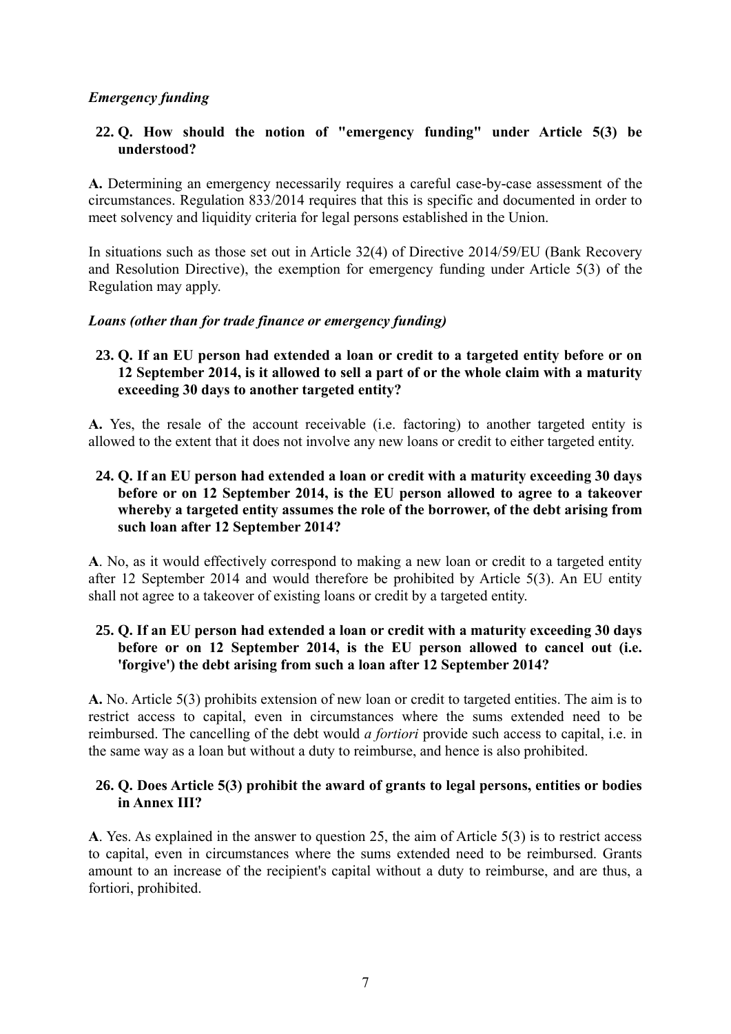*Emergency funding*

**22. Q. How should the notion of "emergency funding" under Article 5(3) be understood?**

**A.** Determining an emergency necessarily requires a careful case-by-case assessment of the circumstances. Regulation 833/2014 requires that this is specific and documented in order to meet solvency and liquidity criteria for legal persons established in the Union.

In situations such as those set out in Article 32(4) of Directive 2014/59/EU (Bank Recovery and Resolution Directive), the exemption for emergency funding under Article 5(3) of the Regulation may apply.

*Loans (other than for trade finance or emergency funding)*

**23. Q. If an EU person had extended a loan or credit to a targeted entity before or on 12 September 2014, is it allowed to sell a part of or the whole claim with a maturity exceeding 30 days to another targeted entity?**

**A.** Yes, the resale of the account receivable (i.e. factoring) to another targeted entity is allowed to the extent that it does not involve any new loans or credit to either targeted entity.

**24. Q. If an EU person had extended a loan or credit with a maturity exceeding 30 days before or on 12 September 2014, is the EU person allowed to agree to a takeover whereby a targeted entity assumes the role of the borrower, of the debt arising from such loan after 12 September 2014?**

**A**. No, as it would effectively correspond to making a new loan or credit to a targeted entity after 12 September 2014 and would therefore be prohibited by Article 5(3). An EU entity shall not agree to a takeover of existing loans or credit by a targeted entity.

**25. Q. If an EU person had extended a loan or credit with a maturity exceeding 30 days before or on 12 September 2014, is the EU person allowed to cancel out (i.e. 'forgive') the debt arising from such a loan after 12 September 2014?**

**A.** No. Article 5(3) prohibits extension of new loan or credit to targeted entities. The aim is to restrict access to capital, even in circumstances where the sums extended need to be reimbursed. The cancelling of the debt would *a fortiori* provide such access to capital, i.e. in the same way as a loan but without a duty to reimburse, and hence is also prohibited.

**26. Q. Does Article 5(3) prohibit the award of grants to legal persons, entities or bodies in Annex III?**

**A**. Yes. As explained in the answer to question 25, the aim of Article 5(3) is to restrict access to capital, even in circumstances where the sums extended need to be reimbursed. Grants amount to an increase of the recipient's capital without a duty to reimburse, and are thus, a fortiori, prohibited.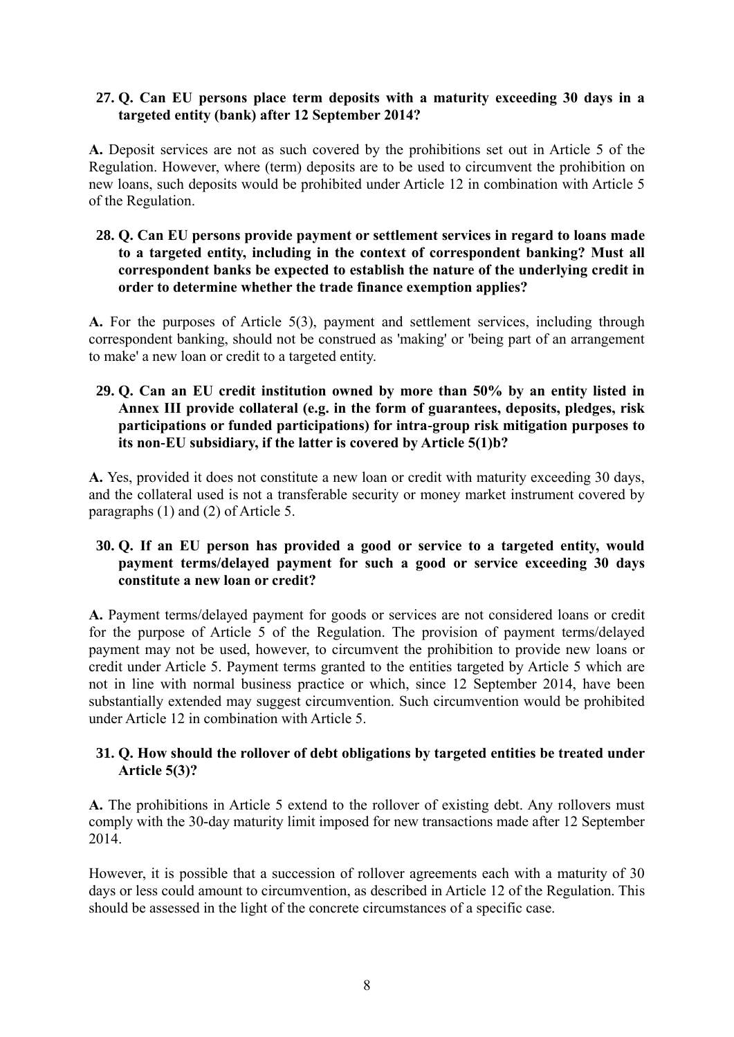**27. Q. Can EU persons place term deposits with a maturity exceeding 30 days in a targeted entity (bank) after 12 September 2014?**

**A.** Deposit services are not as such covered by the prohibitions set out in Article 5 of the Regulation. However, where (term) deposits are to be used to circumvent the prohibition on new loans, such deposits would be prohibited under Article 12 in combination with Article 5 of the Regulation.

**28. Q. Can EU persons provide payment or settlement services in regard to loans made to a targeted entity, including in the context of correspondent banking? Must all correspondent banks be expected to establish the nature of the underlying credit in order to determine whether the trade finance exemption applies?**

**A.** For the purposes of Article 5(3), payment and settlement services, including through correspondent banking, should not be construed as 'making' or 'being part of an arrangement to make' a new loan or credit to a targeted entity.

**29. Q. Can an EU credit institution owned by more than 50% by an entity listed in Annex III provide collateral (e.g. in the form of guarantees, deposits, pledges, risk participations or funded participations) for intra-group risk mitigation purposes to its non-EU subsidiary, if the latter is covered by Article 5(1)b?**

**A.** Yes, provided it does not constitute a new loan or credit with maturity exceeding 30 days, and the collateral used is not a transferable security or money market instrument covered by paragraphs (1) and (2) of Article 5.

**30. Q. If an EU person has provided a good or service to a targeted entity, would payment terms/delayed payment for such a good or service exceeding 30 days constitute a new loan or credit?**

**A.** Payment terms/delayed payment for goods or services are not considered loans or credit for the purpose of Article 5 of the Regulation. The provision of payment terms/delayed payment may not be used, however, to circumvent the prohibition to provide new loans or credit under Article 5. Payment terms granted to the entities targeted by Article 5 which are not in line with normal business practice or which, since 12 September 2014, have been substantially extended may suggest circumvention. Such circumvention would be prohibited under Article 12 in combination with Article 5.

**31. Q. How should the rollover of debt obligations by targeted entities be treated under Article 5(3)?**

**A.** The prohibitions in Article 5 extend to the rollover of existing debt. Any rollovers must comply with the 30-day maturity limit imposed for new transactions made after 12 September 2014.

However, it is possible that a succession of rollover agreements each with a maturity of 30 days or less could amount to circumvention, as described in Article 12 of the Regulation. This should be assessed in the light of the concrete circumstances of a specific case.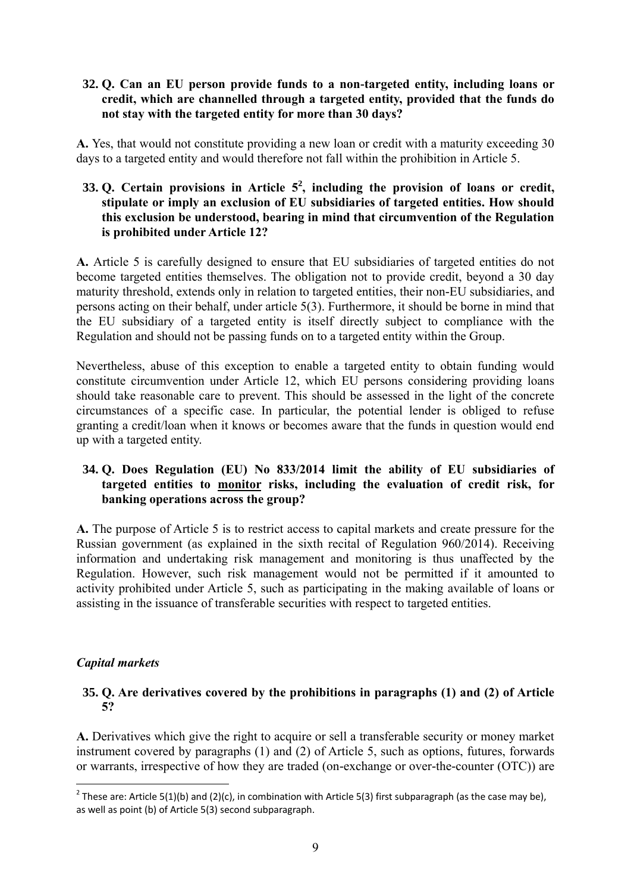**32. Q. Can an EU person provide funds to a non-targeted entity, including loans or credit, which are channelled through a targeted entity, provided that the funds do not stay with the targeted entity for more than 30 days?**

**A.** Yes, that would not constitute providing a new loan or credit with a maturity exceeding 30 days to a targeted entity and would therefore not fall within the prohibition in Article 5.

**33. Q. Certain provisions in Article 5[2], including the provision of loans or credit, stipulate or imply an exclusion of EU subsidiaries of targeted entities. How should this exclusion be understood, bearing in mind that circumvention of the Regulation is prohibited under Article 12?**

**A.** Article 5 is carefully designed to ensure that EU subsidiaries of targeted entities do not become targeted entities themselves. The obligation not to provide credit, beyond a 30 day maturity threshold, extends only in relation to targeted entities, their non-EU subsidiaries, and persons acting on their behalf, under article 5(3). Furthermore, it should be borne in mind that the EU subsidiary of a targeted entity is itself directly subject to compliance with the Regulation and should not be passing funds on to a targeted entity within the Group.

Nevertheless, abuse of this exception to enable a targeted entity to obtain funding would constitute circumvention under Article 12, which EU persons considering providing loans should take reasonable care to prevent. This should be assessed in the light of the concrete circumstances of a specific case. In particular, the potential lender is obliged to refuse granting a credit/loan when it knows or becomes aware that the funds in question would end up with a targeted entity.

**34. Q. Does Regulation (EU) No 833/2014 limit the ability of EU subsidiaries of targeted entities to <u>monitor</u> risks, including the evaluation of credit risk, for banking operations across the group?**

**A.** The purpose of Article 5 is to restrict access to capital markets and create pressure for the Russian government (as explained in the sixth recital of Regulation 960/2014). Receiving information and undertaking risk management and monitoring is thus unaffected by the Regulation. However, such risk management would not be permitted if it amounted to activity prohibited under Article 5, such as participating in the making available of loans or assisting in the issuance of transferable securities with respect to targeted entities.

***Capital markets***

**35. Q. Are derivatives covered by the prohibitions in paragraphs (1) and (2) of Article 5?**

**A.** Derivatives which give the right to acquire or sell a transferable security or money market instrument covered by paragraphs (1) and (2) of Article 5, such as options, futures, forwards or warrants, irrespective of how they are traded (on-exchange or over-the-counter (OTC)) are

---

[2] These are: Article 5(1)(b) and (2)(c), in combination with Article 5(3) first subparagraph (as the case may be), as well as point (b) of Article 5(3) second subparagraph.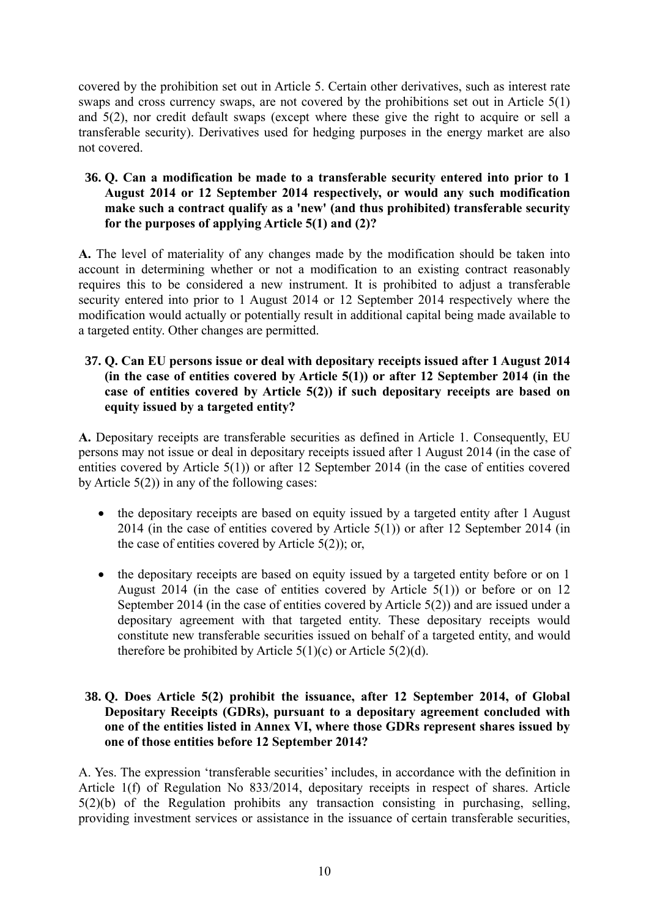covered by the prohibition set out in Article 5. Certain other derivatives, such as interest rate swaps and cross currency swaps, are not covered by the prohibitions set out in Article 5(1) and 5(2), nor credit default swaps (except where these give the right to acquire or sell a transferable security). Derivatives used for hedging purposes in the energy market are also not covered.

**36. Q. Can a modification be made to a transferable security entered into prior to 1 August 2014 or 12 September 2014 respectively, or would any such modification make such a contract qualify as a 'new' (and thus prohibited) transferable security for the purposes of applying Article 5(1) and (2)?**

**A.** The level of materiality of any changes made by the modification should be taken into account in determining whether or not a modification to an existing contract reasonably requires this to be considered a new instrument. It is prohibited to adjust a transferable security entered into prior to 1 August 2014 or 12 September 2014 respectively where the modification would actually or potentially result in additional capital being made available to a targeted entity. Other changes are permitted.

**37. Q. Can EU persons issue or deal with depositary receipts issued after 1 August 2014 (in the case of entities covered by Article 5(1)) or after 12 September 2014 (in the case of entities covered by Article 5(2)) if such depositary receipts are based on equity issued by a targeted entity?**

**A.** Depositary receipts are transferable securities as defined in Article 1. Consequently, EU persons may not issue or deal in depositary receipts issued after 1 August 2014 (in the case of entities covered by Article 5(1)) or after 12 September 2014 (in the case of entities covered by Article 5(2)) in any of the following cases:

- the depositary receipts are based on equity issued by a targeted entity after 1 August 2014 (in the case of entities covered by Article 5(1)) or after 12 September 2014 (in the case of entities covered by Article 5(2)); or,
- the depositary receipts are based on equity issued by a targeted entity before or on 1 August 2014 (in the case of entities covered by Article 5(1)) or before or on 12 September 2014 (in the case of entities covered by Article 5(2)) and are issued under a depositary agreement with that targeted entity. These depositary receipts would constitute new transferable securities issued on behalf of a targeted entity, and would therefore be prohibited by Article 5(1)(c) or Article 5(2)(d).

**38. Q. Does Article 5(2) prohibit the issuance, after 12 September 2014, of Global Depositary Receipts (GDRs), pursuant to a depositary agreement concluded with one of the entities listed in Annex VI, where those GDRs represent shares issued by one of those entities before 12 September 2014?**

A. Yes. The expression 'transferable securities' includes, in accordance with the definition in Article 1(f) of Regulation No 833/2014, depositary receipts in respect of shares. Article 5(2)(b) of the Regulation prohibits any transaction consisting in purchasing, selling, providing investment services or assistance in the issuance of certain transferable securities,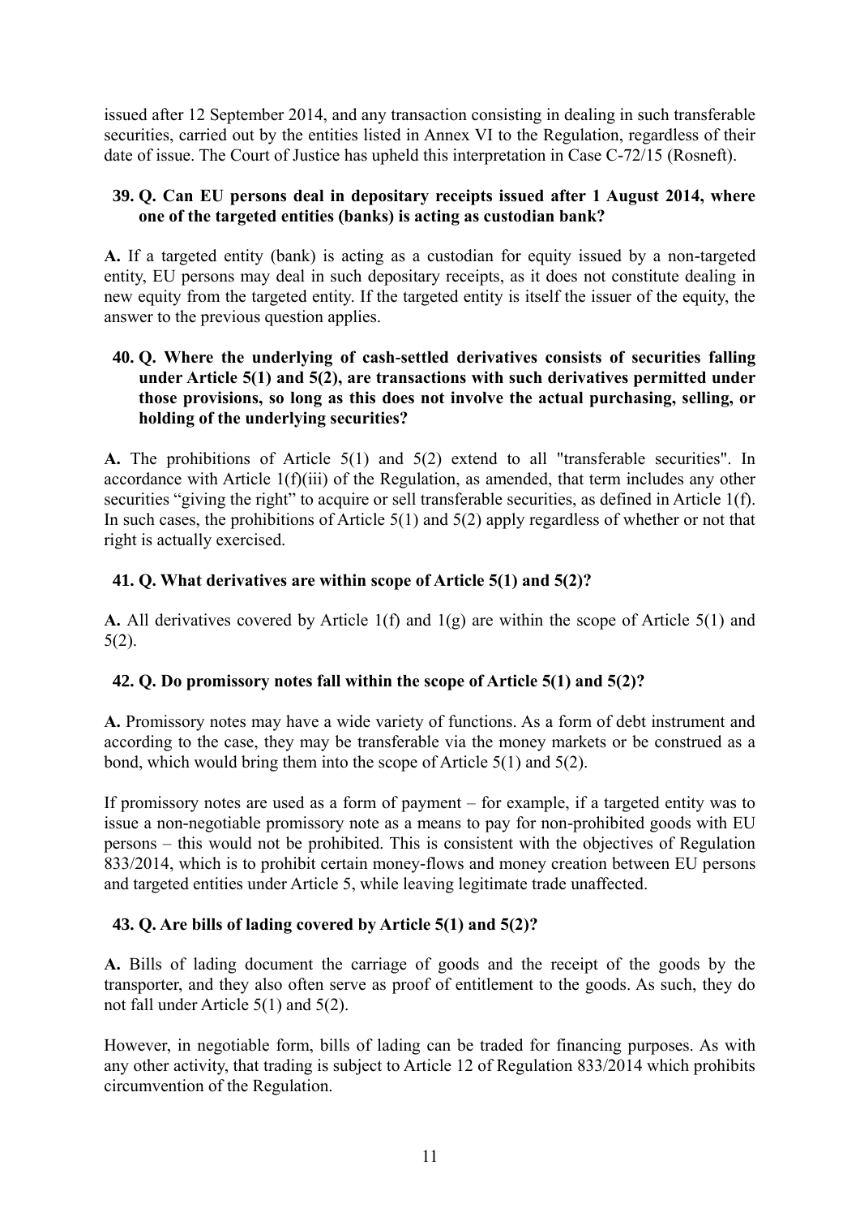issued after 12 September 2014, and any transaction consisting in dealing in such transferable securities, carried out by the entities listed in Annex VI to the Regulation, regardless of their date of issue. The Court of Justice has upheld this interpretation in Case C-72/15 (Rosneft).

**39. Q. Can EU persons deal in depositary receipts issued after 1 August 2014, where one of the targeted entities (banks) is acting as custodian bank?**

**A.** If a targeted entity (bank) is acting as a custodian for equity issued by a non-targeted entity, EU persons may deal in such depositary receipts, as it does not constitute dealing in new equity from the targeted entity. If the targeted entity is itself the issuer of the equity, the answer to the previous question applies.

**40. Q. Where the underlying of cash-settled derivatives consists of securities falling under Article 5(1) and 5(2), are transactions with such derivatives permitted under those provisions, so long as this does not involve the actual purchasing, selling, or holding of the underlying securities?**

**A.** The prohibitions of Article 5(1) and 5(2) extend to all "transferable securities". In accordance with Article 1(f)(iii) of the Regulation, as amended, that term includes any other securities "giving the right" to acquire or sell transferable securities, as defined in Article 1(f). In such cases, the prohibitions of Article 5(1) and 5(2) apply regardless of whether or not that right is actually exercised.

**41. Q. What derivatives are within scope of Article 5(1) and 5(2)?**

**A.** All derivatives covered by Article 1(f) and 1(g) are within the scope of Article 5(1) and 5(2).

**42. Q. Do promissory notes fall within the scope of Article 5(1) and 5(2)?**

**A.** Promissory notes may have a wide variety of functions. As a form of debt instrument and according to the case, they may be transferable via the money markets or be construed as a bond, which would bring them into the scope of Article 5(1) and 5(2).

If promissory notes are used as a form of payment – for example, if a targeted entity was to issue a non-negotiable promissory note as a means to pay for non-prohibited goods with EU persons – this would not be prohibited. This is consistent with the objectives of Regulation 833/2014, which is to prohibit certain money-flows and money creation between EU persons and targeted entities under Article 5, while leaving legitimate trade unaffected.

**43. Q. Are bills of lading covered by Article 5(1) and 5(2)?**

**A.** Bills of lading document the carriage of goods and the receipt of the goods by the transporter, and they also often serve as proof of entitlement to the goods. As such, they do not fall under Article 5(1) and 5(2).

However, in negotiable form, bills of lading can be traded for financing purposes. As with any other activity, that trading is subject to Article 12 of Regulation 833/2014 which prohibits circumvention of the Regulation.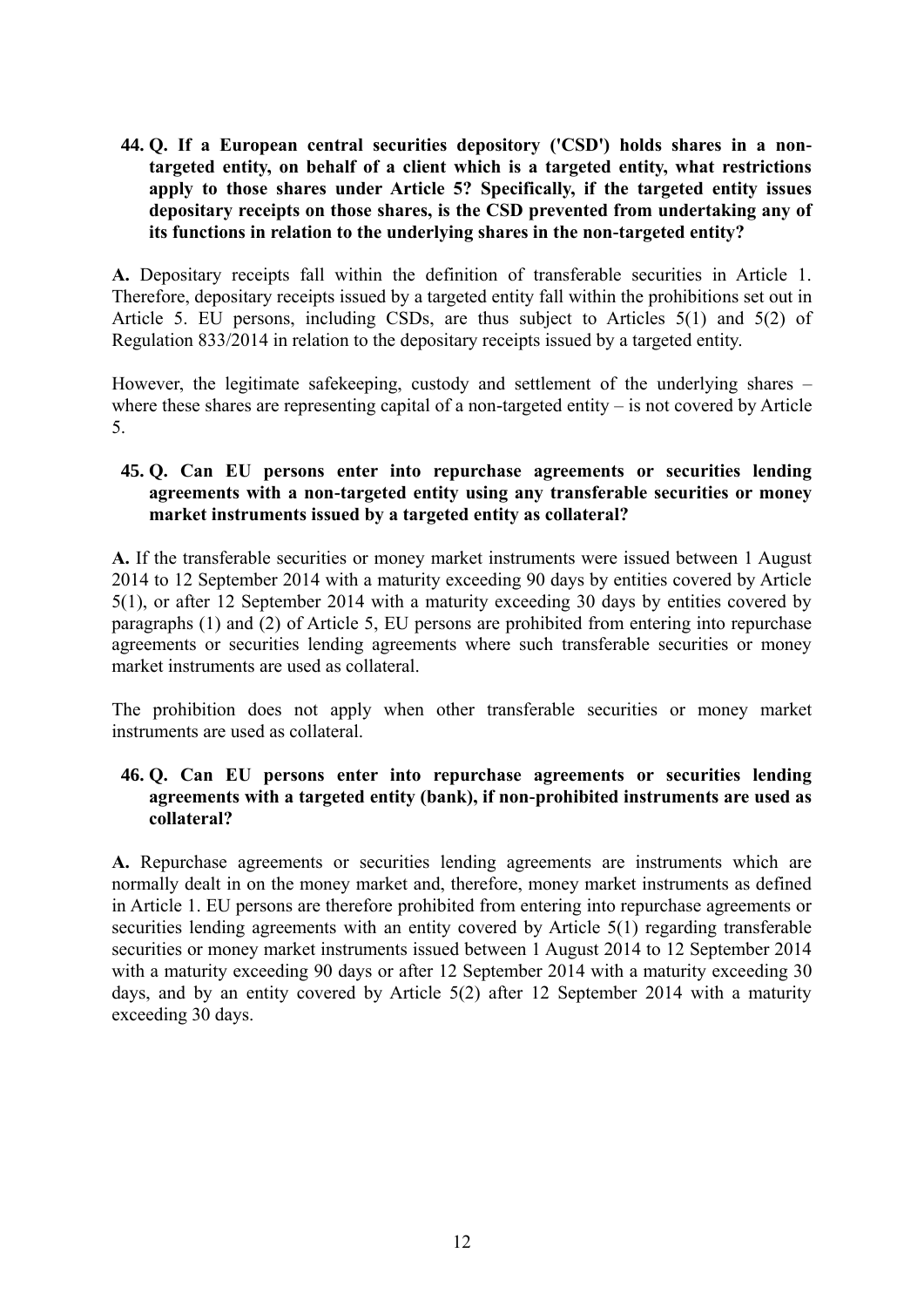**44. Q. If a European central securities depository ('CSD') holds shares in a non-targeted entity, on behalf of a client which is a targeted entity, what restrictions apply to those shares under Article 5? Specifically, if the targeted entity issues depositary receipts on those shares, is the CSD prevented from undertaking any of its functions in relation to the underlying shares in the non-targeted entity?**

**A.** Depositary receipts fall within the definition of transferable securities in Article 1. Therefore, depositary receipts issued by a targeted entity fall within the prohibitions set out in Article 5. EU persons, including CSDs, are thus subject to Articles 5(1) and 5(2) of Regulation 833/2014 in relation to the depositary receipts issued by a targeted entity.

However, the legitimate safekeeping, custody and settlement of the underlying shares – where these shares are representing capital of a non-targeted entity – is not covered by Article 5.

**45. Q. Can EU persons enter into repurchase agreements or securities lending agreements with a non-targeted entity using any transferable securities or money market instruments issued by a targeted entity as collateral?**

**A.** If the transferable securities or money market instruments were issued between 1 August 2014 to 12 September 2014 with a maturity exceeding 90 days by entities covered by Article 5(1), or after 12 September 2014 with a maturity exceeding 30 days by entities covered by paragraphs (1) and (2) of Article 5, EU persons are prohibited from entering into repurchase agreements or securities lending agreements where such transferable securities or money market instruments are used as collateral.

The prohibition does not apply when other transferable securities or money market instruments are used as collateral.

**46. Q. Can EU persons enter into repurchase agreements or securities lending agreements with a targeted entity (bank), if non-prohibited instruments are used as collateral?**

**A.** Repurchase agreements or securities lending agreements are instruments which are normally dealt in on the money market and, therefore, money market instruments as defined in Article 1. EU persons are therefore prohibited from entering into repurchase agreements or securities lending agreements with an entity covered by Article 5(1) regarding transferable securities or money market instruments issued between 1 August 2014 to 12 September 2014 with a maturity exceeding 90 days or after 12 September 2014 with a maturity exceeding 30 days, and by an entity covered by Article 5(2) after 12 September 2014 with a maturity exceeding 30 days.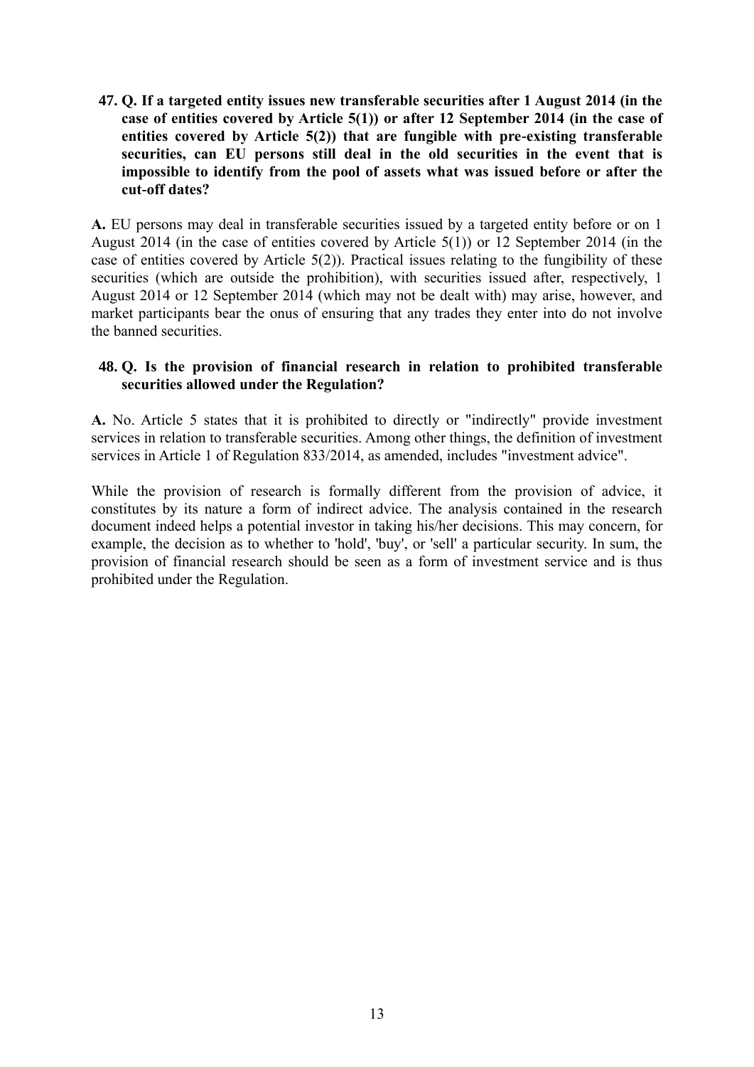**47. Q. If a targeted entity issues new transferable securities after 1 August 2014 (in the case of entities covered by Article 5(1)) or after 12 September 2014 (in the case of entities covered by Article 5(2)) that are fungible with pre-existing transferable securities, can EU persons still deal in the old securities in the event that is impossible to identify from the pool of assets what was issued before or after the cut-off dates?**

**A.** EU persons may deal in transferable securities issued by a targeted entity before or on 1 August 2014 (in the case of entities covered by Article 5(1)) or 12 September 2014 (in the case of entities covered by Article 5(2)). Practical issues relating to the fungibility of these securities (which are outside the prohibition), with securities issued after, respectively, 1 August 2014 or 12 September 2014 (which may not be dealt with) may arise, however, and market participants bear the onus of ensuring that any trades they enter into do not involve the banned securities.

**48. Q. Is the provision of financial research in relation to prohibited transferable securities allowed under the Regulation?**

**A.** No. Article 5 states that it is prohibited to directly or "indirectly" provide investment services in relation to transferable securities. Among other things, the definition of investment services in Article 1 of Regulation 833/2014, as amended, includes "investment advice".

While the provision of research is formally different from the provision of advice, it constitutes by its nature a form of indirect advice. The analysis contained in the research document indeed helps a potential investor in taking his/her decisions. This may concern, for example, the decision as to whether to 'hold', 'buy', or 'sell' a particular security. In sum, the provision of financial research should be seen as a form of investment service and is thus prohibited under the Regulation.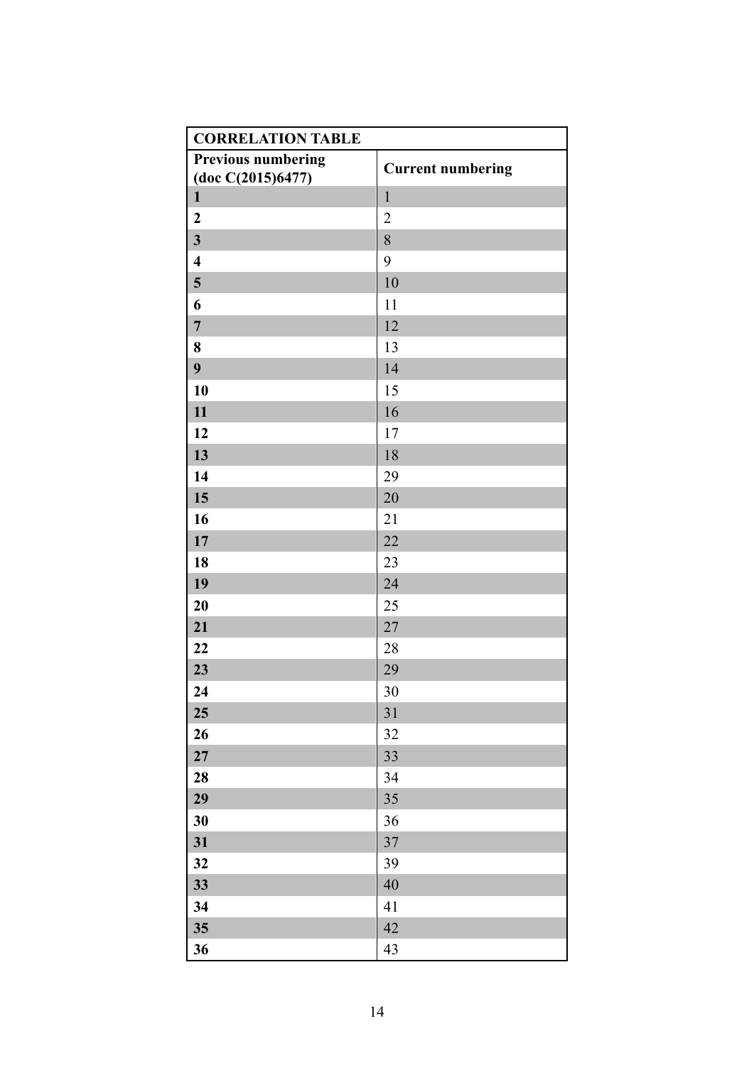| CORRELATION TABLE | |
|---|---|
| **Previous numbering (doc C(2015)6477)** | **Current numbering** |
| **1** | 1 |
| **2** | 2 |
| **3** | 8 |
| **4** | 9 |
| **5** | 10 |
| **6** | 11 |
| **7** | 12 |
| **8** | 13 |
| **9** | 14 |
| **10** | 15 |
| **11** | 16 |
| **12** | 17 |
| **13** | 18 |
| **14** | 29 |
| **15** | 20 |
| **16** | 21 |
| **17** | 22 |
| **18** | 23 |
| **19** | 24 |
| **20** | 25 |
| **21** | 27 |
| **22** | 28 |
| **23** | 29 |
| **24** | 30 |
| **25** | 31 |
| **26** | 32 |
| **27** | 33 |
| **28** | 34 |
| **29** | 35 |
| **30** | 36 |
| **31** | 37 |
| **32** | 39 |
| **33** | 40 |
| **34** | 41 |
| **35** | 42 |
| **36** | 43 |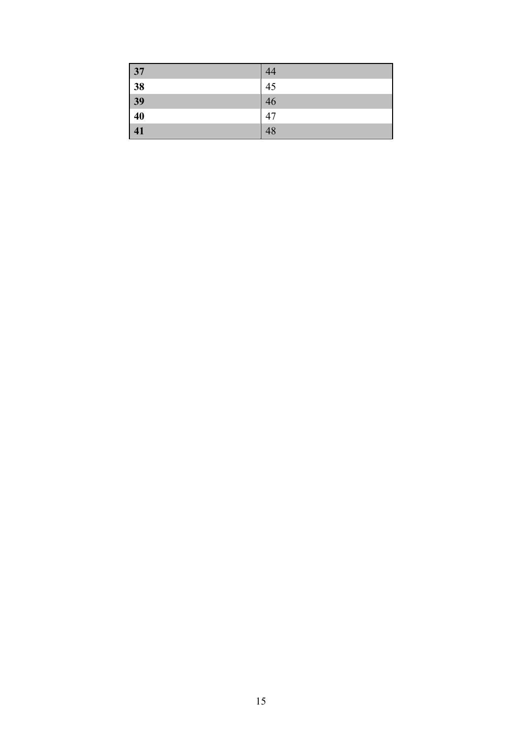| | |
|---|---|
| **37** | 44 |
| **38** | 45 |
| **39** | 46 |
| **40** | 47 |
| **41** | 48 |